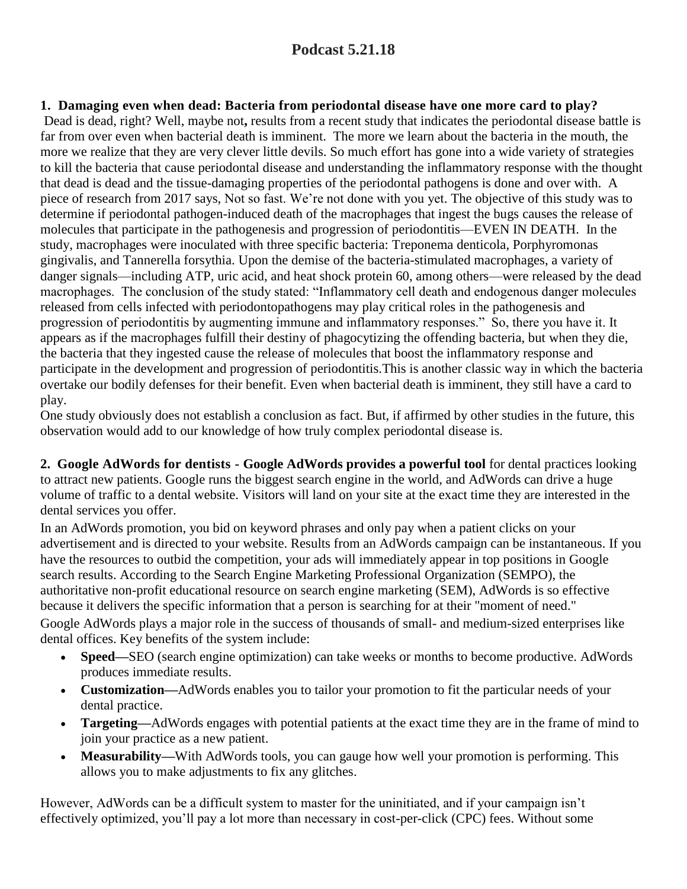# Podcast 5.21.18

**1. Damaging even when dead: Bacteria from periodontal disease have one more card to play?**
Dead is dead, right? Well, maybe not**,** results from a recent study that indicates the periodontal disease battle is far from over even when bacterial death is imminent. The more we learn about the bacteria in the mouth, the more we realize that they are very clever little devils. So much effort has gone into a wide variety of strategies to kill the bacteria that cause periodontal disease and understanding the inflammatory response with the thought that dead is dead and the tissue-damaging properties of the periodontal pathogens is done and over with. A piece of research from 2017 says, Not so fast. We're not done with you yet. The objective of this study was to determine if periodontal pathogen-induced death of the macrophages that ingest the bugs causes the release of molecules that participate in the pathogenesis and progression of periodontitis—EVEN IN DEATH. In the study, macrophages were inoculated with three specific bacteria: Treponema denticola, Porphyromonas gingivalis, and Tannerella forsythia. Upon the demise of the bacteria-stimulated macrophages, a variety of danger signals—including ATP, uric acid, and heat shock protein 60, among others—were released by the dead macrophages. The conclusion of the study stated: "Inflammatory cell death and endogenous danger molecules released from cells infected with periodontopathogens may play critical roles in the pathogenesis and progression of periodontitis by augmenting immune and inflammatory responses." So, there you have it. It appears as if the macrophages fulfill their destiny of phagocytizing the offending bacteria, but when they die, the bacteria that they ingested cause the release of molecules that boost the inflammatory response and participate in the development and progression of periodontitis.This is another classic way in which the bacteria overtake our bodily defenses for their benefit. Even when bacterial death is imminent, they still have a card to play.
One study obviously does not establish a conclusion as fact. But, if affirmed by other studies in the future, this observation would add to our knowledge of how truly complex periodontal disease is.

**2. Google AdWords for dentists - Google AdWords provides a powerful tool** for dental practices looking to attract new patients. Google runs the biggest search engine in the world, and AdWords can drive a huge volume of traffic to a dental website. Visitors will land on your site at the exact time they are interested in the dental services you offer.
In an AdWords promotion, you bid on keyword phrases and only pay when a patient clicks on your advertisement and is directed to your website. Results from an AdWords campaign can be instantaneous. If you have the resources to outbid the competition, your ads will immediately appear in top positions in Google search results. According to the Search Engine Marketing Professional Organization (SEMPO), the authoritative non-profit educational resource on search engine marketing (SEM), AdWords is so effective because it delivers the specific information that a person is searching for at their "moment of need."
Google AdWords plays a major role in the success of thousands of small- and medium-sized enterprises like dental offices. Key benefits of the system include:

- **Speed—**SEO (search engine optimization) can take weeks or months to become productive. AdWords produces immediate results.
- **Customization—**AdWords enables you to tailor your promotion to fit the particular needs of your dental practice.
- **Targeting—**AdWords engages with potential patients at the exact time they are in the frame of mind to join your practice as a new patient.
- **Measurability—**With AdWords tools, you can gauge how well your promotion is performing. This allows you to make adjustments to fix any glitches.

However, AdWords can be a difficult system to master for the uninitiated, and if your campaign isn't effectively optimized, you'll pay a lot more than necessary in cost-per-click (CPC) fees. Without some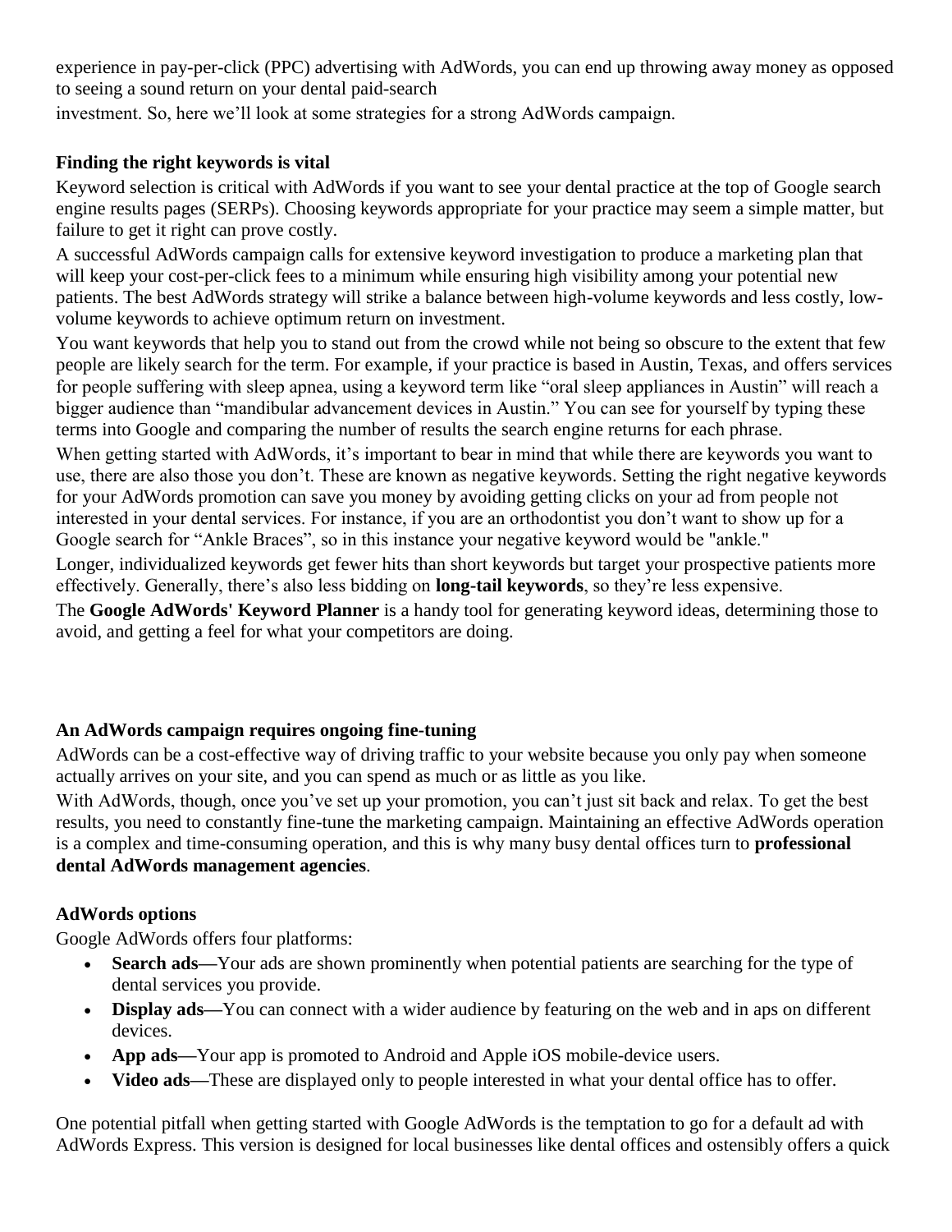experience in pay-per-click (PPC) advertising with AdWords, you can end up throwing away money as opposed to seeing a sound return on your dental paid-search investment. So, here we'll look at some strategies for a strong AdWords campaign.

**Finding the right keywords is vital**

Keyword selection is critical with AdWords if you want to see your dental practice at the top of Google search engine results pages (SERPs). Choosing keywords appropriate for your practice may seem a simple matter, but failure to get it right can prove costly.

A successful AdWords campaign calls for extensive keyword investigation to produce a marketing plan that will keep your cost-per-click fees to a minimum while ensuring high visibility among your potential new patients. The best AdWords strategy will strike a balance between high-volume keywords and less costly, low-volume keywords to achieve optimum return on investment.

You want keywords that help you to stand out from the crowd while not being so obscure to the extent that few people are likely search for the term. For example, if your practice is based in Austin, Texas, and offers services for people suffering with sleep apnea, using a keyword term like "oral sleep appliances in Austin" will reach a bigger audience than "mandibular advancement devices in Austin." You can see for yourself by typing these terms into Google and comparing the number of results the search engine returns for each phrase.

When getting started with AdWords, it's important to bear in mind that while there are keywords you want to use, there are also those you don't. These are known as negative keywords. Setting the right negative keywords for your AdWords promotion can save you money by avoiding getting clicks on your ad from people not interested in your dental services. For instance, if you are an orthodontist you don't want to show up for a Google search for "Ankle Braces", so in this instance your negative keyword would be "ankle."

Longer, individualized keywords get fewer hits than short keywords but target your prospective patients more effectively. Generally, there's also less bidding on **long-tail keywords**, so they're less expensive.

The **Google AdWords' Keyword Planner** is a handy tool for generating keyword ideas, determining those to avoid, and getting a feel for what your competitors are doing.

**An AdWords campaign requires ongoing fine-tuning**

AdWords can be a cost-effective way of driving traffic to your website because you only pay when someone actually arrives on your site, and you can spend as much or as little as you like.

With AdWords, though, once you've set up your promotion, you can't just sit back and relax. To get the best results, you need to constantly fine-tune the marketing campaign. Maintaining an effective AdWords operation is a complex and time-consuming operation, and this is why many busy dental offices turn to **professional dental AdWords management agencies**.

**AdWords options**

Google AdWords offers four platforms:

- **Search ads—**Your ads are shown prominently when potential patients are searching for the type of dental services you provide.
- **Display ads—**You can connect with a wider audience by featuring on the web and in aps on different devices.
- **App ads—**Your app is promoted to Android and Apple iOS mobile-device users.
- **Video ads—**These are displayed only to people interested in what your dental office has to offer.

One potential pitfall when getting started with Google AdWords is the temptation to go for a default ad with AdWords Express. This version is designed for local businesses like dental offices and ostensibly offers a quick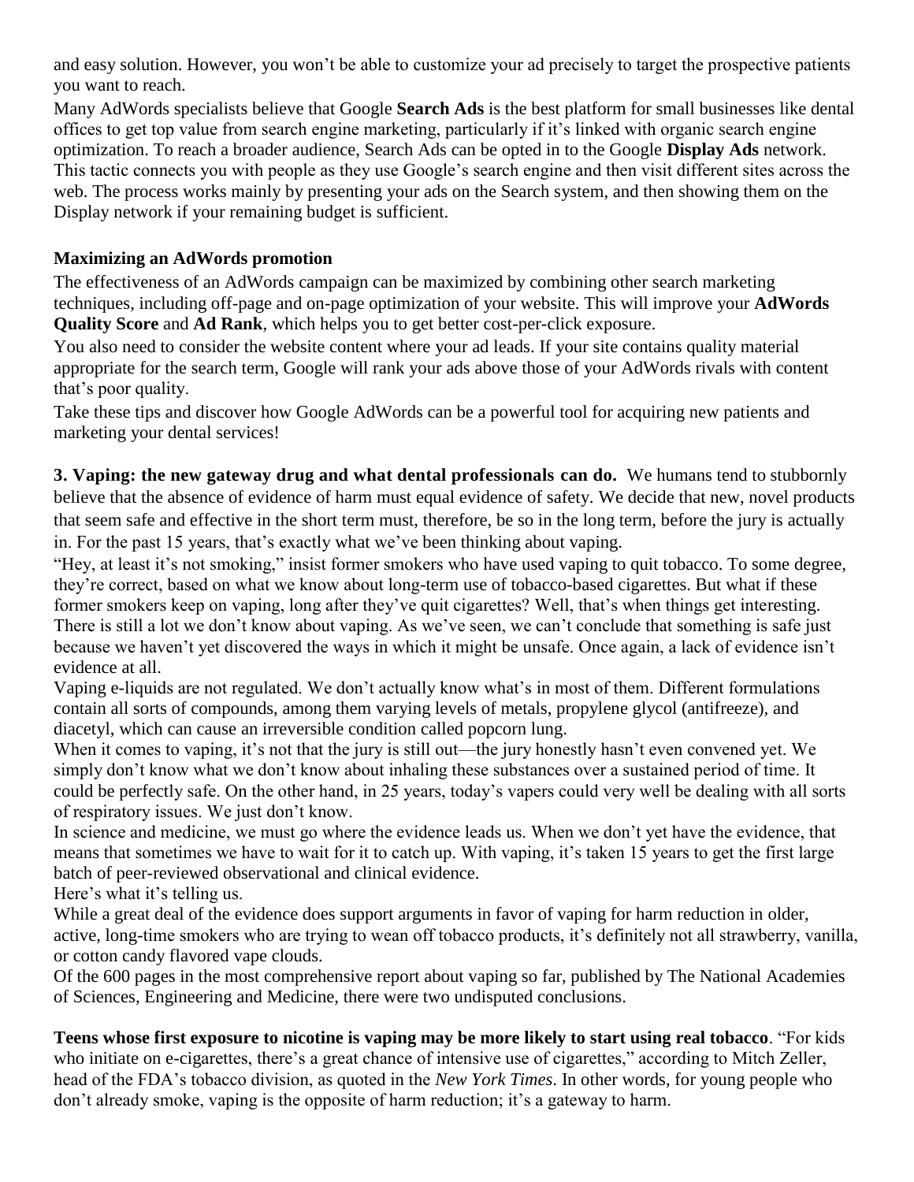and easy solution. However, you won't be able to customize your ad precisely to target the prospective patients you want to reach.

Many AdWords specialists believe that Google **Search Ads** is the best platform for small businesses like dental offices to get top value from search engine marketing, particularly if it's linked with organic search engine optimization. To reach a broader audience, Search Ads can be opted in to the Google **Display Ads** network. This tactic connects you with people as they use Google's search engine and then visit different sites across the web. The process works mainly by presenting your ads on the Search system, and then showing them on the Display network if your remaining budget is sufficient.

**Maximizing an AdWords promotion**

The effectiveness of an AdWords campaign can be maximized by combining other search marketing techniques, including off-page and on-page optimization of your website. This will improve your **AdWords Quality Score** and **Ad Rank**, which helps you to get better cost-per-click exposure.

You also need to consider the website content where your ad leads. If your site contains quality material appropriate for the search term, Google will rank your ads above those of your AdWords rivals with content that's poor quality.

Take these tips and discover how Google AdWords can be a powerful tool for acquiring new patients and marketing your dental services!

**3. Vaping: the new gateway drug and what dental professionals can do.** We humans tend to stubbornly believe that the absence of evidence of harm must equal evidence of safety. We decide that new, novel products that seem safe and effective in the short term must, therefore, be so in the long term, before the jury is actually in. For the past 15 years, that's exactly what we've been thinking about vaping.

"Hey, at least it's not smoking," insist former smokers who have used vaping to quit tobacco. To some degree, they're correct, based on what we know about long-term use of tobacco-based cigarettes. But what if these former smokers keep on vaping, long after they've quit cigarettes? Well, that's when things get interesting. There is still a lot we don't know about vaping. As we've seen, we can't conclude that something is safe just because we haven't yet discovered the ways in which it might be unsafe. Once again, a lack of evidence isn't evidence at all.

Vaping e-liquids are not regulated. We don't actually know what's in most of them. Different formulations contain all sorts of compounds, among them varying levels of metals, propylene glycol (antifreeze), and diacetyl, which can cause an irreversible condition called popcorn lung.

When it comes to vaping, it's not that the jury is still out—the jury honestly hasn't even convened yet. We simply don't know what we don't know about inhaling these substances over a sustained period of time. It could be perfectly safe. On the other hand, in 25 years, today's vapers could very well be dealing with all sorts of respiratory issues. We just don't know.

In science and medicine, we must go where the evidence leads us. When we don't yet have the evidence, that means that sometimes we have to wait for it to catch up. With vaping, it's taken 15 years to get the first large batch of peer-reviewed observational and clinical evidence.

Here's what it's telling us.

While a great deal of the evidence does support arguments in favor of vaping for harm reduction in older, active, long-time smokers who are trying to wean off tobacco products, it's definitely not all strawberry, vanilla, or cotton candy flavored vape clouds.

Of the 600 pages in the most comprehensive report about vaping so far, published by The National Academies of Sciences, Engineering and Medicine, there were two undisputed conclusions.

**Teens whose first exposure to nicotine is vaping may be more likely to start using real tobacco**. "For kids who initiate on e-cigarettes, there's a great chance of intensive use of cigarettes," according to Mitch Zeller, head of the FDA's tobacco division, as quoted in the *New York Times*. In other words, for young people who don't already smoke, vaping is the opposite of harm reduction; it's a gateway to harm.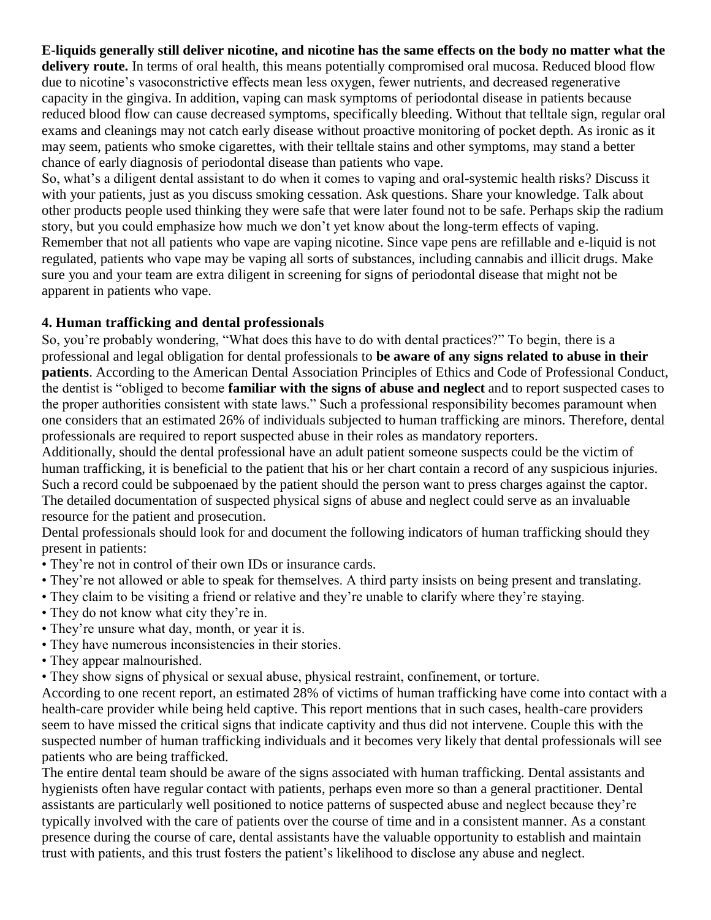**E-liquids generally still deliver nicotine, and nicotine has the same effects on the body no matter what the delivery route.** In terms of oral health, this means potentially compromised oral mucosa. Reduced blood flow due to nicotine's vasoconstrictive effects mean less oxygen, fewer nutrients, and decreased regenerative capacity in the gingiva. In addition, vaping can mask symptoms of periodontal disease in patients because reduced blood flow can cause decreased symptoms, specifically bleeding. Without that telltale sign, regular oral exams and cleanings may not catch early disease without proactive monitoring of pocket depth. As ironic as it may seem, patients who smoke cigarettes, with their telltale stains and other symptoms, may stand a better chance of early diagnosis of periodontal disease than patients who vape.

So, what's a diligent dental assistant to do when it comes to vaping and oral-systemic health risks? Discuss it with your patients, just as you discuss smoking cessation. Ask questions. Share your knowledge. Talk about other products people used thinking they were safe that were later found not to be safe. Perhaps skip the radium story, but you could emphasize how much we don't yet know about the long-term effects of vaping.

Remember that not all patients who vape are vaping nicotine. Since vape pens are refillable and e-liquid is not regulated, patients who vape may be vaping all sorts of substances, including cannabis and illicit drugs. Make sure you and your team are extra diligent in screening for signs of periodontal disease that might not be apparent in patients who vape.

### 4. Human trafficking and dental professionals

So, you're probably wondering, "What does this have to do with dental practices?" To begin, there is a professional and legal obligation for dental professionals to **be aware of any signs related to abuse in their patients**. According to the American Dental Association Principles of Ethics and Code of Professional Conduct, the dentist is "obliged to become **familiar with the signs of abuse and neglect** and to report suspected cases to the proper authorities consistent with state laws." Such a professional responsibility becomes paramount when one considers that an estimated 26% of individuals subjected to human trafficking are minors. Therefore, dental professionals are required to report suspected abuse in their roles as mandatory reporters.

Additionally, should the dental professional have an adult patient someone suspects could be the victim of human trafficking, it is beneficial to the patient that his or her chart contain a record of any suspicious injuries. Such a record could be subpoenaed by the patient should the person want to press charges against the captor. The detailed documentation of suspected physical signs of abuse and neglect could serve as an invaluable resource for the patient and prosecution.

Dental professionals should look for and document the following indicators of human trafficking should they present in patients:

- They're not in control of their own IDs or insurance cards.
- They're not allowed or able to speak for themselves. A third party insists on being present and translating.
- They claim to be visiting a friend or relative and they're unable to clarify where they're staying.
- They do not know what city they're in.
- They're unsure what day, month, or year it is.
- They have numerous inconsistencies in their stories.
- They appear malnourished.
- They show signs of physical or sexual abuse, physical restraint, confinement, or torture.

According to one recent report, an estimated 28% of victims of human trafficking have come into contact with a health-care provider while being held captive. This report mentions that in such cases, health-care providers seem to have missed the critical signs that indicate captivity and thus did not intervene. Couple this with the suspected number of human trafficking individuals and it becomes very likely that dental professionals will see patients who are being trafficked.

The entire dental team should be aware of the signs associated with human trafficking. Dental assistants and hygienists often have regular contact with patients, perhaps even more so than a general practitioner. Dental assistants are particularly well positioned to notice patterns of suspected abuse and neglect because they're typically involved with the care of patients over the course of time and in a consistent manner. As a constant presence during the course of care, dental assistants have the valuable opportunity to establish and maintain trust with patients, and this trust fosters the patient's likelihood to disclose any abuse and neglect.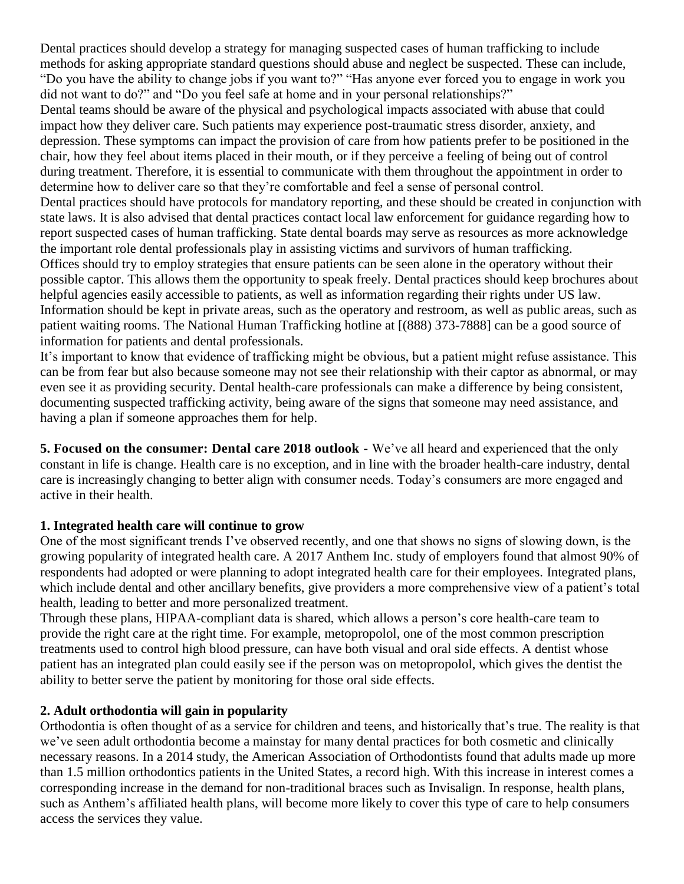Dental practices should develop a strategy for managing suspected cases of human trafficking to include methods for asking appropriate standard questions should abuse and neglect be suspected. These can include, "Do you have the ability to change jobs if you want to?" "Has anyone ever forced you to engage in work you did not want to do?" and "Do you feel safe at home and in your personal relationships?"

Dental teams should be aware of the physical and psychological impacts associated with abuse that could impact how they deliver care. Such patients may experience post-traumatic stress disorder, anxiety, and depression. These symptoms can impact the provision of care from how patients prefer to be positioned in the chair, how they feel about items placed in their mouth, or if they perceive a feeling of being out of control during treatment. Therefore, it is essential to communicate with them throughout the appointment in order to determine how to deliver care so that they're comfortable and feel a sense of personal control.

Dental practices should have protocols for mandatory reporting, and these should be created in conjunction with state laws. It is also advised that dental practices contact local law enforcement for guidance regarding how to report suspected cases of human trafficking. State dental boards may serve as resources as more acknowledge the important role dental professionals play in assisting victims and survivors of human trafficking.

Offices should try to employ strategies that ensure patients can be seen alone in the operatory without their possible captor. This allows them the opportunity to speak freely. Dental practices should keep brochures about helpful agencies easily accessible to patients, as well as information regarding their rights under US law. Information should be kept in private areas, such as the operatory and restroom, as well as public areas, such as patient waiting rooms. The National Human Trafficking hotline at [(888) 373-7888] can be a good source of information for patients and dental professionals.

It's important to know that evidence of trafficking might be obvious, but a patient might refuse assistance. This can be from fear but also because someone may not see their relationship with their captor as abnormal, or may even see it as providing security. Dental health-care professionals can make a difference by being consistent, documenting suspected trafficking activity, being aware of the signs that someone may need assistance, and having a plan if someone approaches them for help.

**5. Focused on the consumer: Dental care 2018 outlook -** We've all heard and experienced that the only constant in life is change. Health care is no exception, and in line with the broader health-care industry, dental care is increasingly changing to better align with consumer needs. Today's consumers are more engaged and active in their health.

**1. Integrated health care will continue to grow**

One of the most significant trends I've observed recently, and one that shows no signs of slowing down, is the growing popularity of integrated health care. A 2017 Anthem Inc. study of employers found that almost 90% of respondents had adopted or were planning to adopt integrated health care for their employees. Integrated plans, which include dental and other ancillary benefits, give providers a more comprehensive view of a patient's total health, leading to better and more personalized treatment.

Through these plans, HIPAA-compliant data is shared, which allows a person's core health-care team to provide the right care at the right time. For example, metopropolol, one of the most common prescription treatments used to control high blood pressure, can have both visual and oral side effects. A dentist whose patient has an integrated plan could easily see if the person was on metopropolol, which gives the dentist the ability to better serve the patient by monitoring for those oral side effects.

**2. Adult orthodontia will gain in popularity**

Orthodontia is often thought of as a service for children and teens, and historically that's true. The reality is that we've seen adult orthodontia become a mainstay for many dental practices for both cosmetic and clinically necessary reasons. In a 2014 study, the American Association of Orthodontists found that adults made up more than 1.5 million orthodontics patients in the United States, a record high. With this increase in interest comes a corresponding increase in the demand for non-traditional braces such as Invisalign. In response, health plans, such as Anthem's affiliated health plans, will become more likely to cover this type of care to help consumers access the services they value.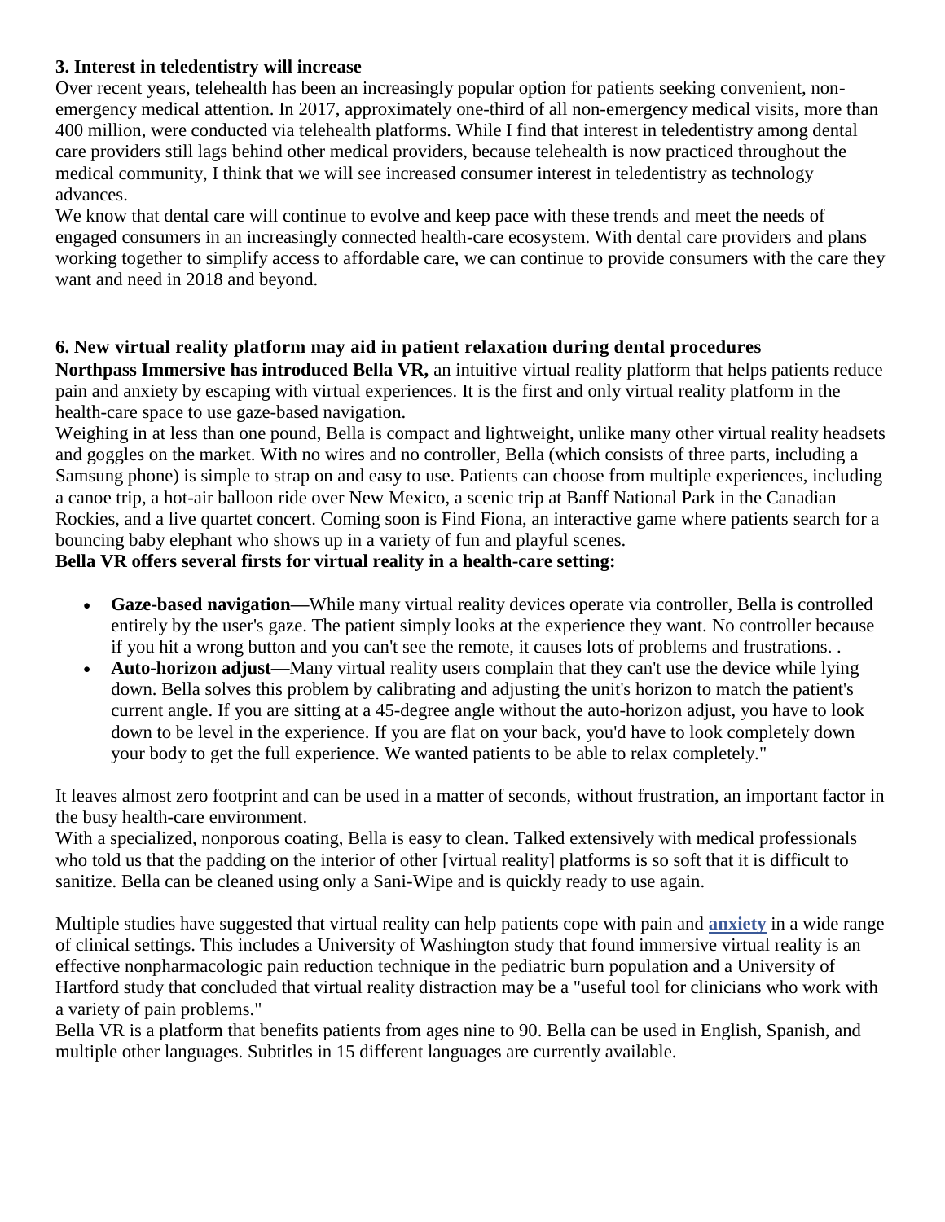**3. Interest in teledentistry will increase**

Over recent years, telehealth has been an increasingly popular option for patients seeking convenient, non-emergency medical attention. In 2017, approximately one-third of all non-emergency medical visits, more than 400 million, were conducted via telehealth platforms. While I find that interest in teledentistry among dental care providers still lags behind other medical providers, because telehealth is now practiced throughout the medical community, I think that we will see increased consumer interest in teledentistry as technology advances.

We know that dental care will continue to evolve and keep pace with these trends and meet the needs of engaged consumers in an increasingly connected health-care ecosystem. With dental care providers and plans working together to simplify access to affordable care, we can continue to provide consumers with the care they want and need in 2018 and beyond.

**6. New virtual reality platform may aid in patient relaxation during dental procedures**

**Northpass Immersive has introduced Bella VR,** an intuitive virtual reality platform that helps patients reduce pain and anxiety by escaping with virtual experiences. It is the first and only virtual reality platform in the health-care space to use gaze-based navigation.

Weighing in at less than one pound, Bella is compact and lightweight, unlike many other virtual reality headsets and goggles on the market. With no wires and no controller, Bella (which consists of three parts, including a Samsung phone) is simple to strap on and easy to use. Patients can choose from multiple experiences, including a canoe trip, a hot-air balloon ride over New Mexico, a scenic trip at Banff National Park in the Canadian Rockies, and a live quartet concert. Coming soon is Find Fiona, an interactive game where patients search for a bouncing baby elephant who shows up in a variety of fun and playful scenes.

**Bella VR offers several firsts for virtual reality in a health-care setting:**

- **Gaze-based navigation—**While many virtual reality devices operate via controller, Bella is controlled entirely by the user's gaze. The patient simply looks at the experience they want. No controller because if you hit a wrong button and you can't see the remote, it causes lots of problems and frustrations. .
- **Auto-horizon adjust—**Many virtual reality users complain that they can't use the device while lying down. Bella solves this problem by calibrating and adjusting the unit's horizon to match the patient's current angle. If you are sitting at a 45-degree angle without the auto-horizon adjust, you have to look down to be level in the experience. If you are flat on your back, you'd have to look completely down your body to get the full experience. We wanted patients to be able to relax completely."

It leaves almost zero footprint and can be used in a matter of seconds, without frustration, an important factor in the busy health-care environment.

With a specialized, nonporous coating, Bella is easy to clean. Talked extensively with medical professionals who told us that the padding on the interior of other [virtual reality] platforms is so soft that it is difficult to sanitize. Bella can be cleaned using only a Sani-Wipe and is quickly ready to use again.

Multiple studies have suggested that virtual reality can help patients cope with pain and **anxiety** in a wide range of clinical settings. This includes a University of Washington study that found immersive virtual reality is an effective nonpharmacologic pain reduction technique in the pediatric burn population and a University of Hartford study that concluded that virtual reality distraction may be a "useful tool for clinicians who work with a variety of pain problems."

Bella VR is a platform that benefits patients from ages nine to 90. Bella can be used in English, Spanish, and multiple other languages. Subtitles in 15 different languages are currently available.